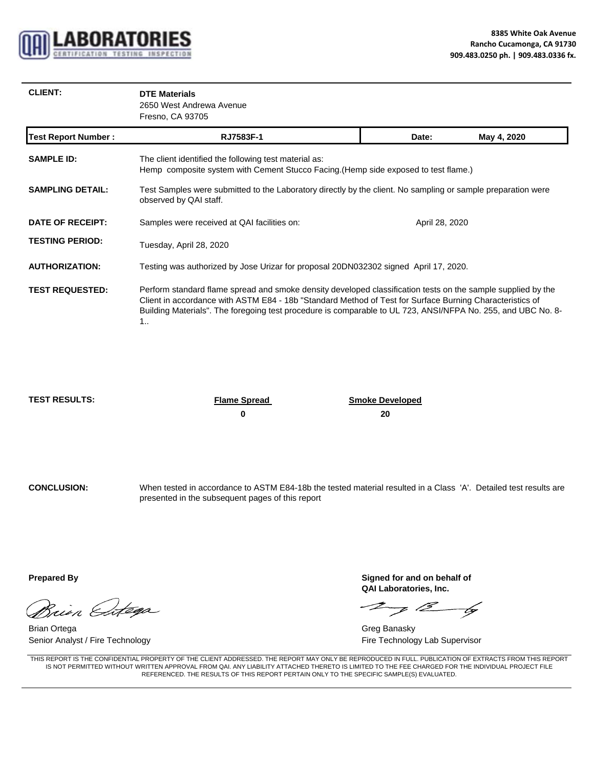**QAI LABORATORIES**
CERTIFICATION TESTING INSPECTION

**8385 White Oak Avenue**
**Rancho Cucamonga, CA 91730**
**909.483.0250 ph. | 909.483.0336 fx.**

---

**CLIENT:** **DTE Materials**
2650 West Andrewa Avenue
Fresno, CA 93705

| **Test Report Number :** | **RJ7583F-1** | **Date:** | **May 4, 2020** |
|---|---|---|---|

**SAMPLE ID:** The client identified the following test material as:
Hemp composite system with Cement Stucco Facing.(Hemp side exposed to test flame.)

**SAMPLING DETAIL:** Test Samples were submitted to the Laboratory directly by the client. No sampling or sample preparation were observed by QAI staff.

**DATE OF RECEIPT:** Samples were received at QAI facilities on: April 28, 2020

**TESTING PERIOD:** Tuesday, April 28, 2020

**AUTHORIZATION:** Testing was authorized by Jose Urizar for proposal 20DN032302 signed April 17, 2020.

**TEST REQUESTED:** Perform standard flame spread and smoke density developed classification tests on the sample supplied by the Client in accordance with ASTM E84 - 18b "Standard Method of Test for Surface Burning Characteristics of Building Materials". The foregoing test procedure is comparable to UL 723, ANSI/NFPA No. 255, and UBC No. 8-1..

**TEST RESULTS:**

| **Flame Spread** | **Smoke Developed** |
|---|---|
| **0** | **20** |

**CONCLUSION:** When tested in accordance to ASTM E84-18b the tested material resulted in a Class 'A'. Detailed test results are presented in the subsequent pages of this report

**Prepared By**

Brian Ortega
Senior Analyst / Fire Technology

**Signed for and on behalf of**
**QAI Laboratories, Inc.**

Greg Banasky
Fire Technology Lab Supervisor

THIS REPORT IS THE CONFIDENTIAL PROPERTY OF THE CLIENT ADDRESSED. THE REPORT MAY ONLY BE REPRODUCED IN FULL. PUBLICATION OF EXTRACTS FROM THIS REPORT IS NOT PERMITTED WITHOUT WRITTEN APPROVAL FROM QAI. ANY LIABILITY ATTACHED THERETO IS LIMITED TO THE FEE CHARGED FOR THE INDIVIDUAL PROJECT FILE REFERENCED. THE RESULTS OF THIS REPORT PERTAIN ONLY TO THE SPECIFIC SAMPLE(S) EVALUATED.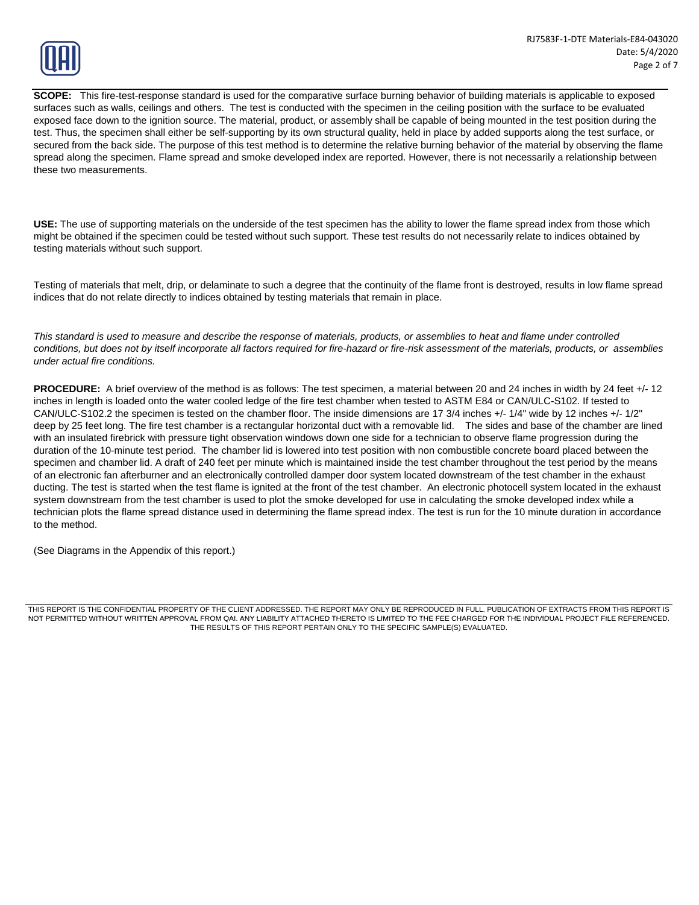**SCOPE:** This fire-test-response standard is used for the comparative surface burning behavior of building materials is applicable to exposed surfaces such as walls, ceilings and others. The test is conducted with the specimen in the ceiling position with the surface to be evaluated exposed face down to the ignition source. The material, product, or assembly shall be capable of being mounted in the test position during the test. Thus, the specimen shall either be self-supporting by its own structural quality, held in place by added supports along the test surface, or secured from the back side. The purpose of this test method is to determine the relative burning behavior of the material by observing the flame spread along the specimen. Flame spread and smoke developed index are reported. However, there is not necessarily a relationship between these two measurements.

**USE:** The use of supporting materials on the underside of the test specimen has the ability to lower the flame spread index from those which might be obtained if the specimen could be tested without such support. These test results do not necessarily relate to indices obtained by testing materials without such support.

Testing of materials that melt, drip, or delaminate to such a degree that the continuity of the flame front is destroyed, results in low flame spread indices that do not relate directly to indices obtained by testing materials that remain in place.

*This standard is used to measure and describe the response of materials, products, or assemblies to heat and flame under controlled conditions, but does not by itself incorporate all factors required for fire-hazard or fire-risk assessment of the materials, products, or assemblies under actual fire conditions.*

**PROCEDURE:** A brief overview of the method is as follows: The test specimen, a material between 20 and 24 inches in width by 24 feet +/- 12 inches in length is loaded onto the water cooled ledge of the fire test chamber when tested to ASTM E84 or CAN/ULC-S102. If tested to CAN/ULC-S102.2 the specimen is tested on the chamber floor. The inside dimensions are 17 3/4 inches +/- 1/4" wide by 12 inches +/- 1/2" deep by 25 feet long. The fire test chamber is a rectangular horizontal duct with a removable lid. The sides and base of the chamber are lined with an insulated firebrick with pressure tight observation windows down one side for a technician to observe flame progression during the duration of the 10-minute test period. The chamber lid is lowered into test position with non combustible concrete board placed between the specimen and chamber lid. A draft of 240 feet per minute which is maintained inside the test chamber throughout the test period by the means of an electronic fan afterburner and an electronically controlled damper door system located downstream of the test chamber in the exhaust ducting. The test is started when the test flame is ignited at the front of the test chamber. An electronic photocell system located in the exhaust system downstream from the test chamber is used to plot the smoke developed for use in calculating the smoke developed index while a technician plots the flame spread distance used in determining the flame spread index. The test is run for the 10 minute duration in accordance to the method.

(See Diagrams in the Appendix of this report.)

THIS REPORT IS THE CONFIDENTIAL PROPERTY OF THE CLIENT ADDRESSED. THE REPORT MAY ONLY BE REPRODUCED IN FULL. PUBLICATION OF EXTRACTS FROM THIS REPORT IS NOT PERMITTED WITHOUT WRITTEN APPROVAL FROM QAI. ANY LIABILITY ATTACHED THERETO IS LIMITED TO THE FEE CHARGED FOR THE INDIVIDUAL PROJECT FILE REFERENCED. THE RESULTS OF THIS REPORT PERTAIN ONLY TO THE SPECIFIC SAMPLE(S) EVALUATED.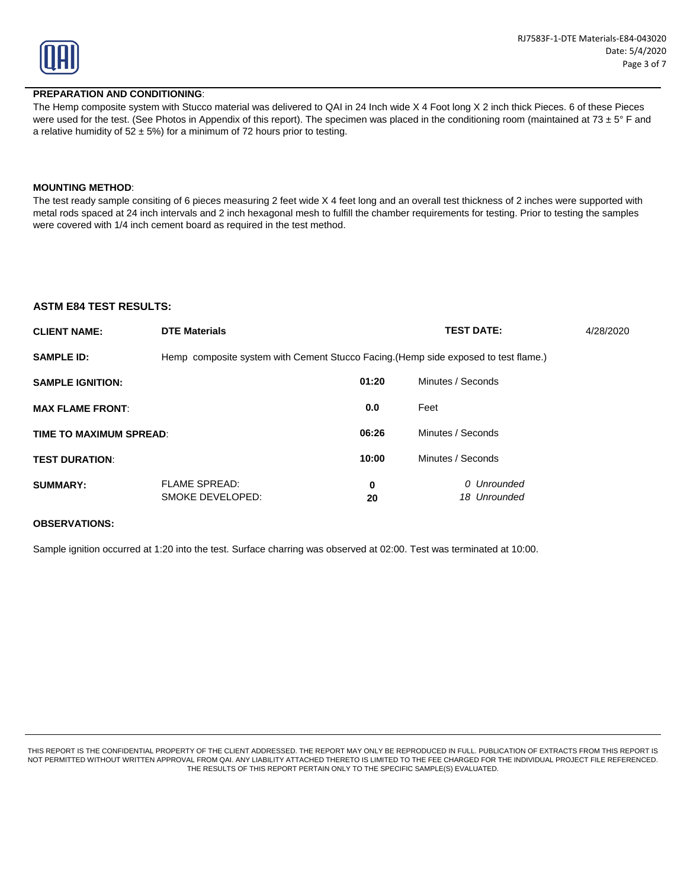**PREPARATION AND CONDITIONING**:

The Hemp composite system with Stucco material was delivered to QAI in 24 Inch wide X 4 Foot long X 2 inch thick Pieces. 6 of these Pieces were used for the test. (See Photos in Appendix of this report). The specimen was placed in the conditioning room (maintained at 73 ± 5° F and a relative humidity of 52 ± 5%) for a minimum of 72 hours prior to testing.

**MOUNTING METHOD**:

The test ready sample consiting of 6 pieces measuring 2 feet wide X 4 feet long and an overall test thickness of 2 inches were supported with metal rods spaced at 24 inch intervals and 2 inch hexagonal mesh to fulfill the chamber requirements for testing. Prior to testing the samples were covered with 1/4 inch cement board as required in the test method.

**ASTM E84 TEST RESULTS:**

| | | | | |
|---|---|---|---|---|
| **CLIENT NAME:** | **DTE Materials** | | **TEST DATE:** | 4/28/2020 |
| **SAMPLE ID:** | Hemp composite system with Cement Stucco Facing.(Hemp side exposed to test flame.) | | | |
| **SAMPLE IGNITION:** | | **01:20** | Minutes / Seconds | |
| **MAX FLAME FRONT**: | | **0.0** | Feet | |
| **TIME TO MAXIMUM SPREAD**: | | **06:26** | Minutes / Seconds | |
| **TEST DURATION**: | | **10:00** | Minutes / Seconds | |
| **SUMMARY:** | FLAME SPREAD: | **0** | *0 Unrounded* | |
| | SMOKE DEVELOPED: | **20** | *18 Unrounded* | |

**OBSERVATIONS:**

Sample ignition occurred at 1:20 into the test. Surface charring was observed at 02:00. Test was terminated at 10:00.

THIS REPORT IS THE CONFIDENTIAL PROPERTY OF THE CLIENT ADDRESSED. THE REPORT MAY ONLY BE REPRODUCED IN FULL. PUBLICATION OF EXTRACTS FROM THIS REPORT IS NOT PERMITTED WITHOUT WRITTEN APPROVAL FROM QAI. ANY LIABILITY ATTACHED THERETO IS LIMITED TO THE FEE CHARGED FOR THE INDIVIDUAL PROJECT FILE REFERENCED. THE RESULTS OF THIS REPORT PERTAIN ONLY TO THE SPECIFIC SAMPLE(S) EVALUATED.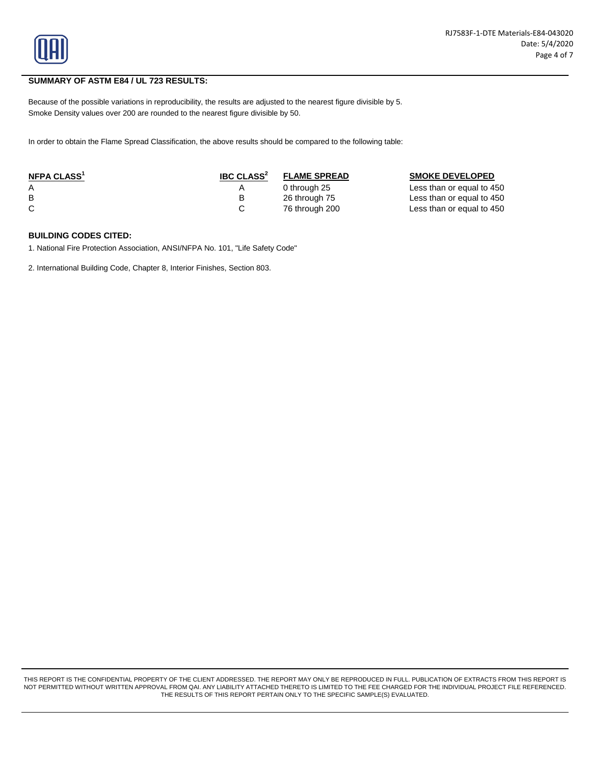## SUMMARY OF ASTM E84 / UL 723 RESULTS:

Because of the possible variations in reproducibility, the results are adjusted to the nearest figure divisible by 5.
Smoke Density values over 200 are rounded to the nearest figure divisible by 50.

In order to obtain the Flame Spread Classification, the above results should be compared to the following table:

| NFPA CLASS[1] | IBC CLASS[2] | FLAME SPREAD | SMOKE DEVELOPED |
|---|---|---|---|
| A | A | 0 through 25 | Less than or equal to 450 |
| B | B | 26 through 75 | Less than or equal to 450 |
| C | C | 76 through 200 | Less than or equal to 450 |

**BUILDING CODES CITED:**

1. National Fire Protection Association, ANSI/NFPA No. 101, "Life Safety Code"

2. International Building Code, Chapter 8, Interior Finishes, Section 803.

THIS REPORT IS THE CONFIDENTIAL PROPERTY OF THE CLIENT ADDRESSED. THE REPORT MAY ONLY BE REPRODUCED IN FULL. PUBLICATION OF EXTRACTS FROM THIS REPORT IS NOT PERMITTED WITHOUT WRITTEN APPROVAL FROM QAI. ANY LIABILITY ATTACHED THERETO IS LIMITED TO THE FEE CHARGED FOR THE INDIVIDUAL PROJECT FILE REFERENCED. THE RESULTS OF THIS REPORT PERTAIN ONLY TO THE SPECIFIC SAMPLE(S) EVALUATED.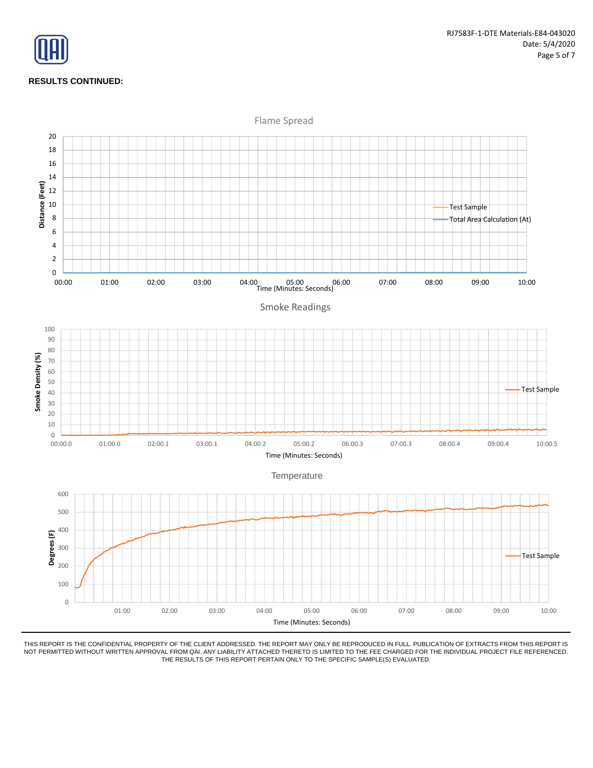**RESULTS CONTINUED:**

Flame Spread

Distance (Feet) vs Time (Minutes: Seconds)

- Test Sample
- Total Area Calculation (At)

Smoke Readings

Smoke Density (%) vs Time (Minutes: Seconds)

- Test Sample

Temperature

Degrees (F) vs Time (Minutes: Seconds)

- Test Sample

THIS REPORT IS THE CONFIDENTIAL PROPERTY OF THE CLIENT ADDRESSED. THE REPORT MAY ONLY BE REPRODUCED IN FULL. PUBLICATION OF EXTRACTS FROM THIS REPORT IS NOT PERMITTED WITHOUT WRITTEN APPROVAL FROM QAI. ANY LIABILITY ATTACHED THERETO IS LIMITED TO THE FEE CHARGED FOR THE INDIVIDUAL PROJECT FILE REFERENCED. THE RESULTS OF THIS REPORT PERTAIN ONLY TO THE SPECIFIC SAMPLE(S) EVALUATED.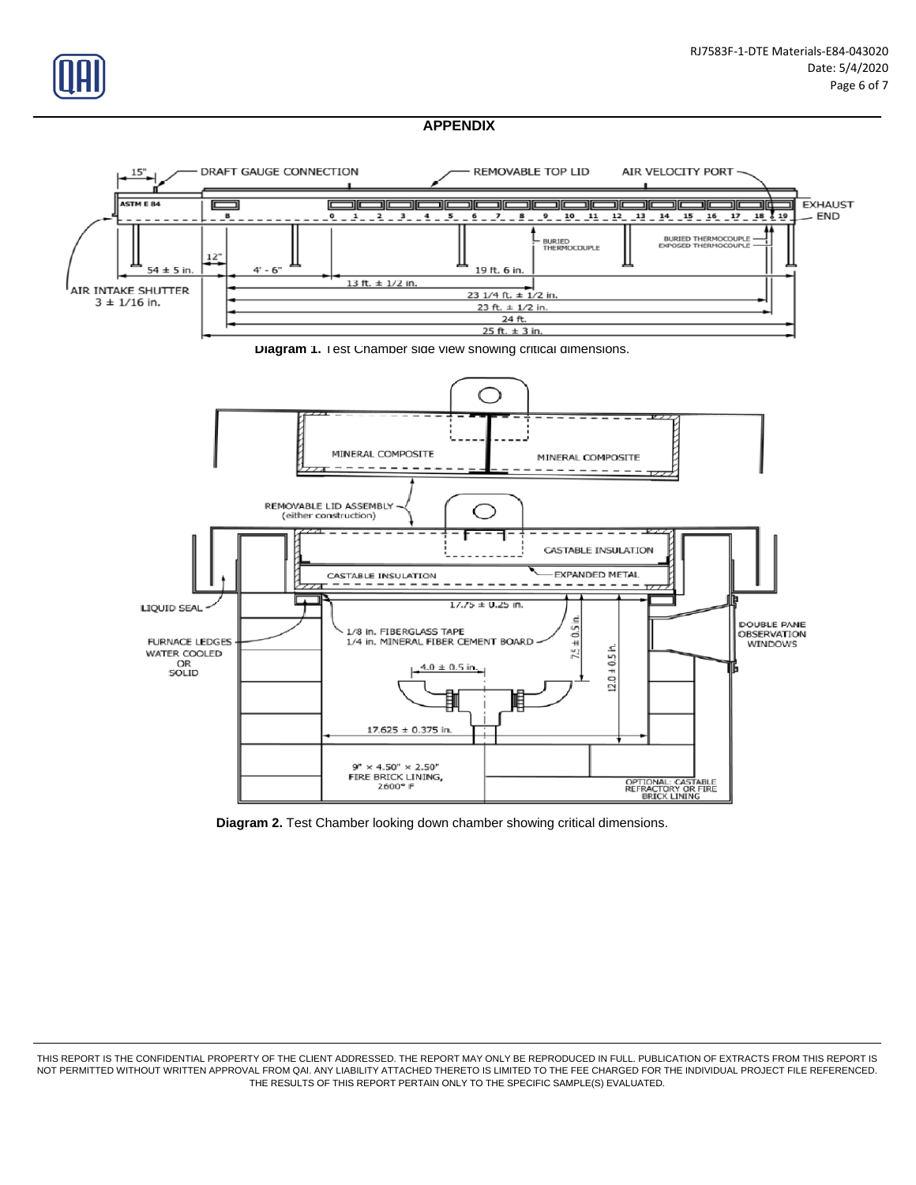## APPENDIX

**Diagram 1.** Test Chamber side view showing critical dimensions.

**Diagram 2.** Test Chamber looking down chamber showing critical dimensions.

THIS REPORT IS THE CONFIDENTIAL PROPERTY OF THE CLIENT ADDRESSED. THE REPORT MAY ONLY BE REPRODUCED IN FULL. PUBLICATION OF EXTRACTS FROM THIS REPORT IS NOT PERMITTED WITHOUT WRITTEN APPROVAL FROM QAI. ANY LIABILITY ATTACHED THERETO IS LIMITED TO THE FEE CHARGED FOR THE INDIVIDUAL PROJECT FILE REFERENCED. THE RESULTS OF THIS REPORT PERTAIN ONLY TO THE SPECIFIC SAMPLE(S) EVALUATED.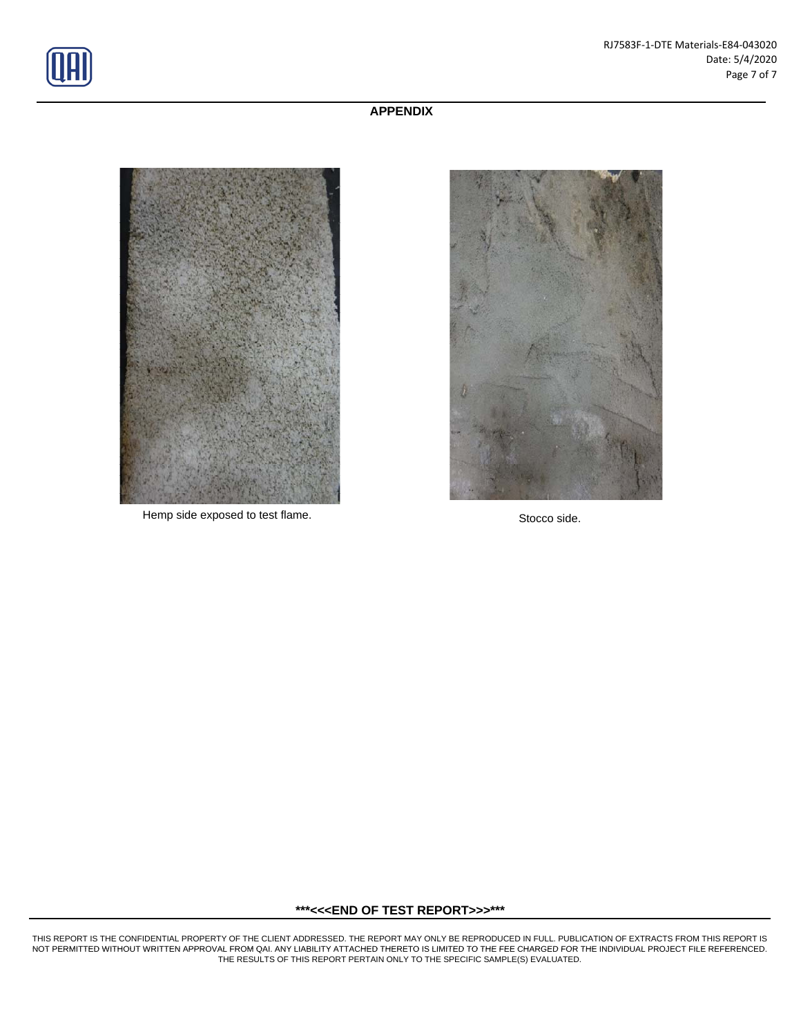## APPENDIX

Hemp side exposed to test flame.

Stocco side.

***<<<END OF TEST REPORT>>>***

THIS REPORT IS THE CONFIDENTIAL PROPERTY OF THE CLIENT ADDRESSED. THE REPORT MAY ONLY BE REPRODUCED IN FULL. PUBLICATION OF EXTRACTS FROM THIS REPORT IS NOT PERMITTED WITHOUT WRITTEN APPROVAL FROM QAI. ANY LIABILITY ATTACHED THERETO IS LIMITED TO THE FEE CHARGED FOR THE INDIVIDUAL PROJECT FILE REFERENCED. THE RESULTS OF THIS REPORT PERTAIN ONLY TO THE SPECIFIC SAMPLE(S) EVALUATED.